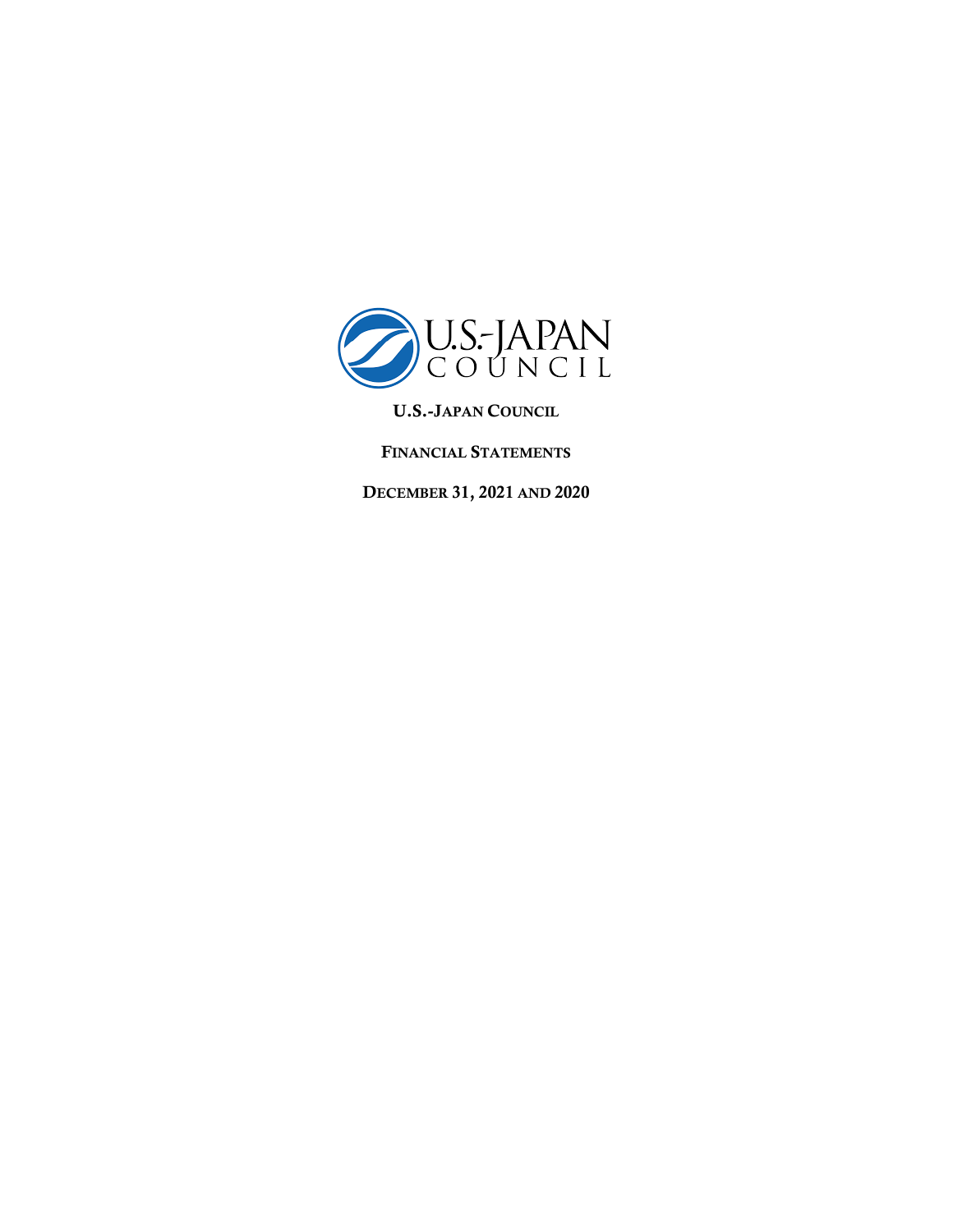**U.S.-JAPAN COUNCIL**

**FINANCIAL STATEMENTS**

**DECEMBER 31, 2021 AND 2020**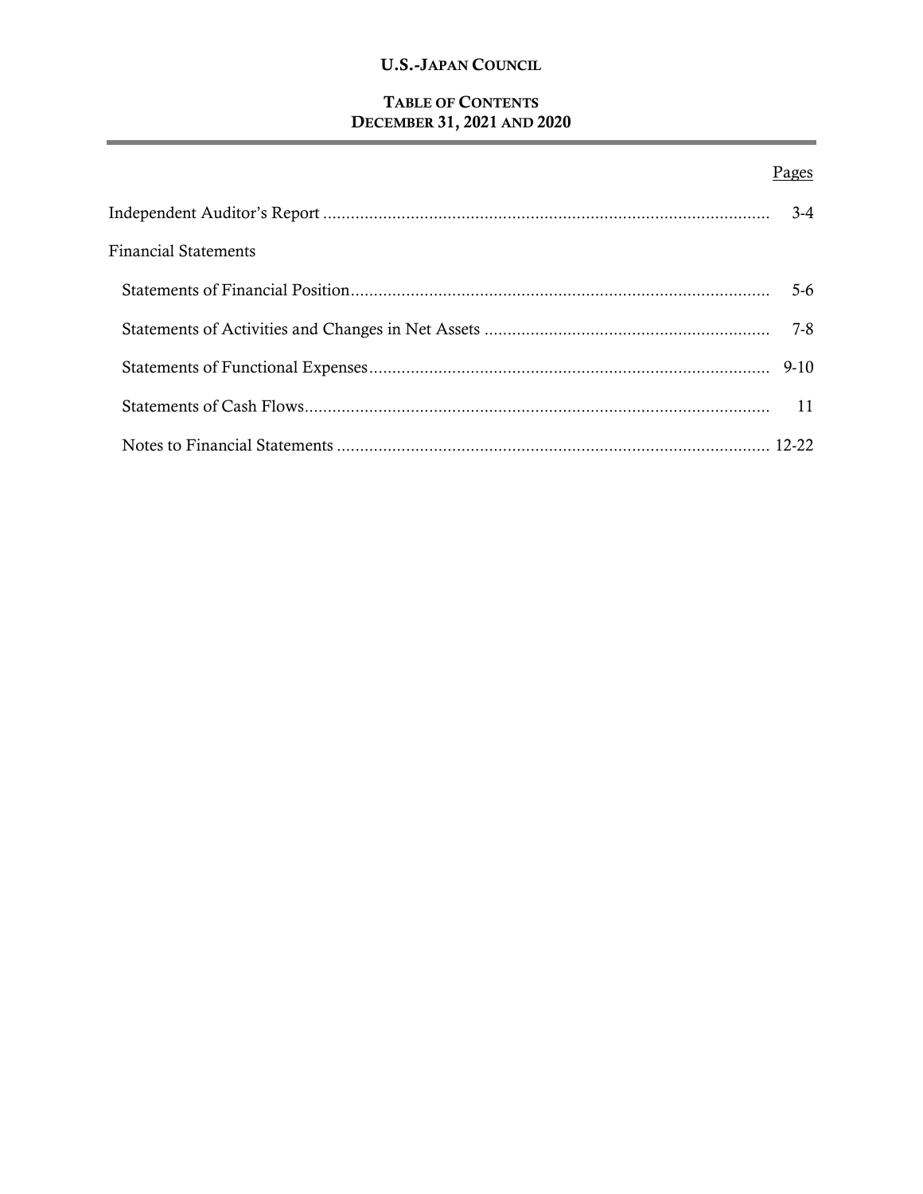# U.S.-JAPAN COUNCIL

## TABLE OF CONTENTS
## DECEMBER 31, 2021 AND 2020

| | Pages |
|---|---|
| Independent Auditor's Report | 3-4 |
| Financial Statements | |
| Statements of Financial Position | 5-6 |
| Statements of Activities and Changes in Net Assets | 7-8 |
| Statements of Functional Expenses | 9-10 |
| Statements of Cash Flows | 11 |
| Notes to Financial Statements | 12-22 |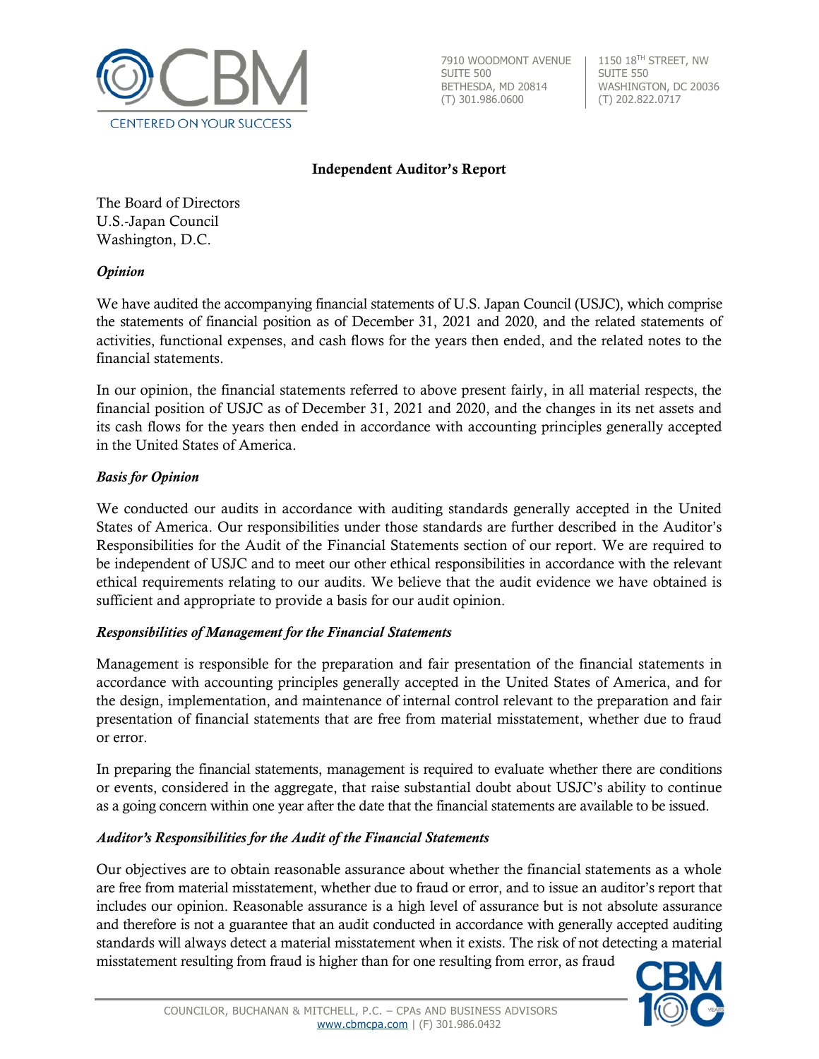# Independent Auditor's Report

The Board of Directors
U.S.-Japan Council
Washington, D.C.

### *Opinion*

We have audited the accompanying financial statements of U.S. Japan Council (USJC), which comprise the statements of financial position as of December 31, 2021 and 2020, and the related statements of activities, functional expenses, and cash flows for the years then ended, and the related notes to the financial statements.

In our opinion, the financial statements referred to above present fairly, in all material respects, the financial position of USJC as of December 31, 2021 and 2020, and the changes in its net assets and its cash flows for the years then ended in accordance with accounting principles generally accepted in the United States of America.

### *Basis for Opinion*

We conducted our audits in accordance with auditing standards generally accepted in the United States of America. Our responsibilities under those standards are further described in the Auditor's Responsibilities for the Audit of the Financial Statements section of our report. We are required to be independent of USJC and to meet our other ethical responsibilities in accordance with the relevant ethical requirements relating to our audits. We believe that the audit evidence we have obtained is sufficient and appropriate to provide a basis for our audit opinion.

### *Responsibilities of Management for the Financial Statements*

Management is responsible for the preparation and fair presentation of the financial statements in accordance with accounting principles generally accepted in the United States of America, and for the design, implementation, and maintenance of internal control relevant to the preparation and fair presentation of financial statements that are free from material misstatement, whether due to fraud or error.

In preparing the financial statements, management is required to evaluate whether there are conditions or events, considered in the aggregate, that raise substantial doubt about USJC's ability to continue as a going concern within one year after the date that the financial statements are available to be issued.

### *Auditor's Responsibilities for the Audit of the Financial Statements*

Our objectives are to obtain reasonable assurance about whether the financial statements as a whole are free from material misstatement, whether due to fraud or error, and to issue an auditor's report that includes our opinion. Reasonable assurance is a high level of assurance but is not absolute assurance and therefore is not a guarantee that an audit conducted in accordance with generally accepted auditing standards will always detect a material misstatement when it exists. The risk of not detecting a material misstatement resulting from fraud is higher than for one resulting from error, as fraud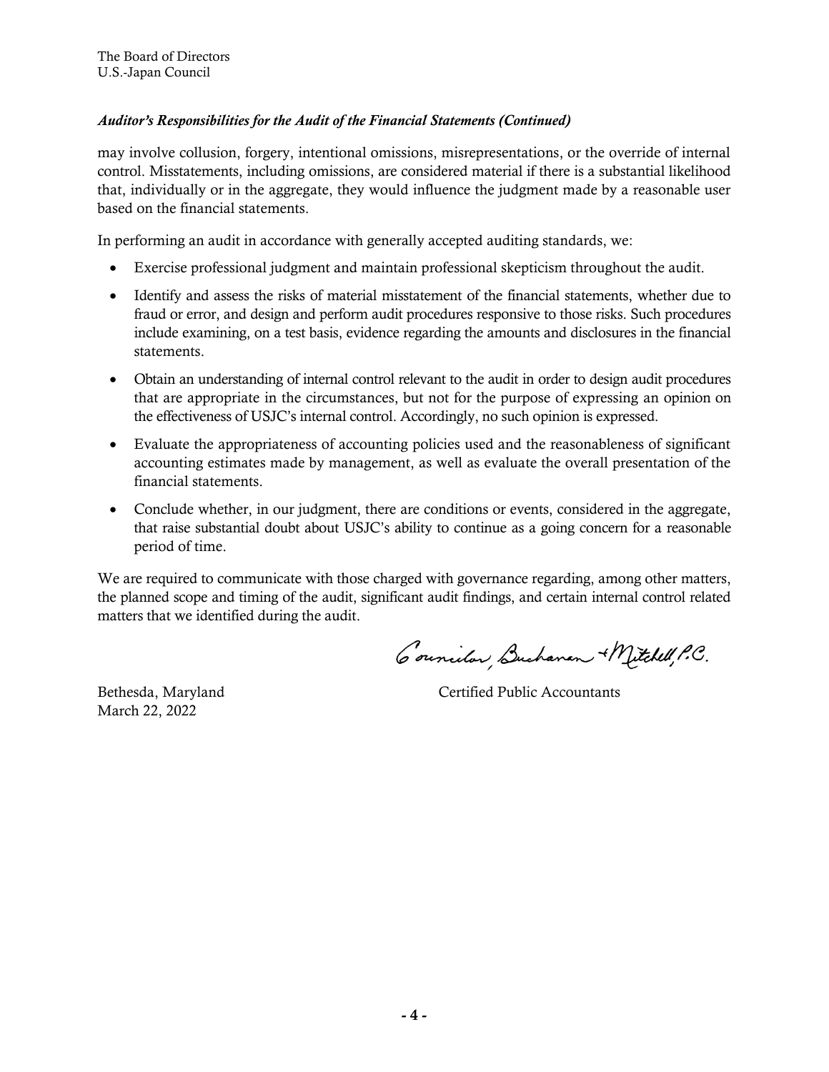The Board of Directors
U.S.-Japan Council

***Auditor's Responsibilities for the Audit of the Financial Statements (Continued)***

may involve collusion, forgery, intentional omissions, misrepresentations, or the override of internal control. Misstatements, including omissions, are considered material if there is a substantial likelihood that, individually or in the aggregate, they would influence the judgment made by a reasonable user based on the financial statements.

In performing an audit in accordance with generally accepted auditing standards, we:

- Exercise professional judgment and maintain professional skepticism throughout the audit.
- Identify and assess the risks of material misstatement of the financial statements, whether due to fraud or error, and design and perform audit procedures responsive to those risks. Such procedures include examining, on a test basis, evidence regarding the amounts and disclosures in the financial statements.
- Obtain an understanding of internal control relevant to the audit in order to design audit procedures that are appropriate in the circumstances, but not for the purpose of expressing an opinion on the effectiveness of USJC's internal control. Accordingly, no such opinion is expressed.
- Evaluate the appropriateness of accounting policies used and the reasonableness of significant accounting estimates made by management, as well as evaluate the overall presentation of the financial statements.
- Conclude whether, in our judgment, there are conditions or events, considered in the aggregate, that raise substantial doubt about USJC's ability to continue as a going concern for a reasonable period of time.

We are required to communicate with those charged with governance regarding, among other matters, the planned scope and timing of the audit, significant audit findings, and certain internal control related matters that we identified during the audit.

Councilor, Buchanan & Mitchell, P.C.

Bethesda, Maryland
March 22, 2022

Certified Public Accountants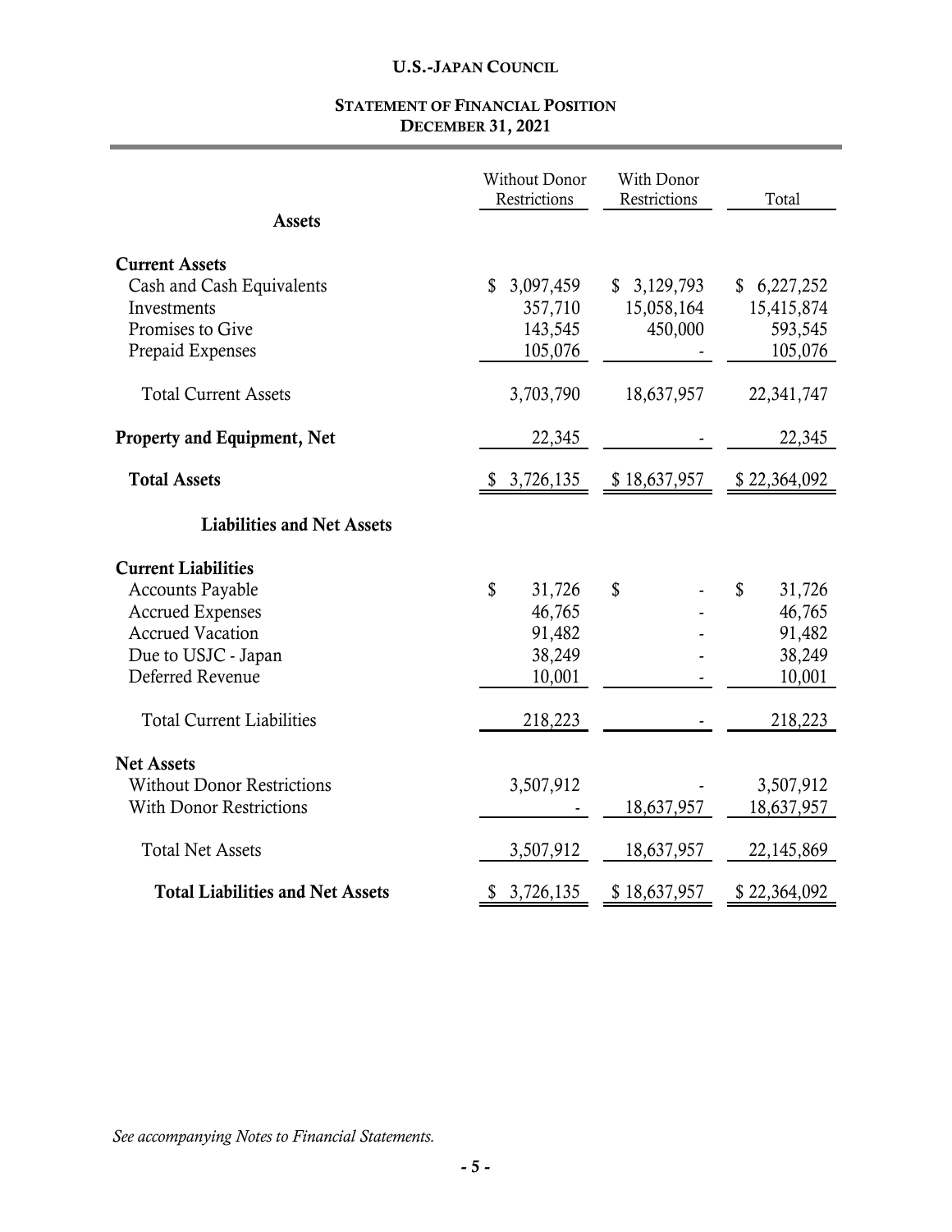# U.S.-JAPAN COUNCIL

## STATEMENT OF FINANCIAL POSITION
## DECEMBER 31, 2021

| | Without Donor Restrictions | With Donor Restrictions | Total |
|---|---|---|---|
| **Assets** | | | |
| **Current Assets** | | | |
| Cash and Cash Equivalents | $ 3,097,459 | $ 3,129,793 | $ 6,227,252 |
| Investments | 357,710 | 15,058,164 | 15,415,874 |
| Promises to Give | 143,545 | 450,000 | 593,545 |
| Prepaid Expenses | 105,076 | - | 105,076 |
| Total Current Assets | 3,703,790 | 18,637,957 | 22,341,747 |
| **Property and Equipment, Net** | 22,345 | - | 22,345 |
| **Total Assets** | $ 3,726,135 | $ 18,637,957 | $ 22,364,092 |
| **Liabilities and Net Assets** | | | |
| **Current Liabilities** | | | |
| Accounts Payable | $ 31,726 | $ - | $ 31,726 |
| Accrued Expenses | 46,765 | - | 46,765 |
| Accrued Vacation | 91,482 | - | 91,482 |
| Due to USJC - Japan | 38,249 | - | 38,249 |
| Deferred Revenue | 10,001 | - | 10,001 |
| Total Current Liabilities | 218,223 | - | 218,223 |
| **Net Assets** | | | |
| Without Donor Restrictions | 3,507,912 | - | 3,507,912 |
| With Donor Restrictions | - | 18,637,957 | 18,637,957 |
| Total Net Assets | 3,507,912 | 18,637,957 | 22,145,869 |
| **Total Liabilities and Net Assets** | $ 3,726,135 | $ 18,637,957 | $ 22,364,092 |

*See accompanying Notes to Financial Statements.*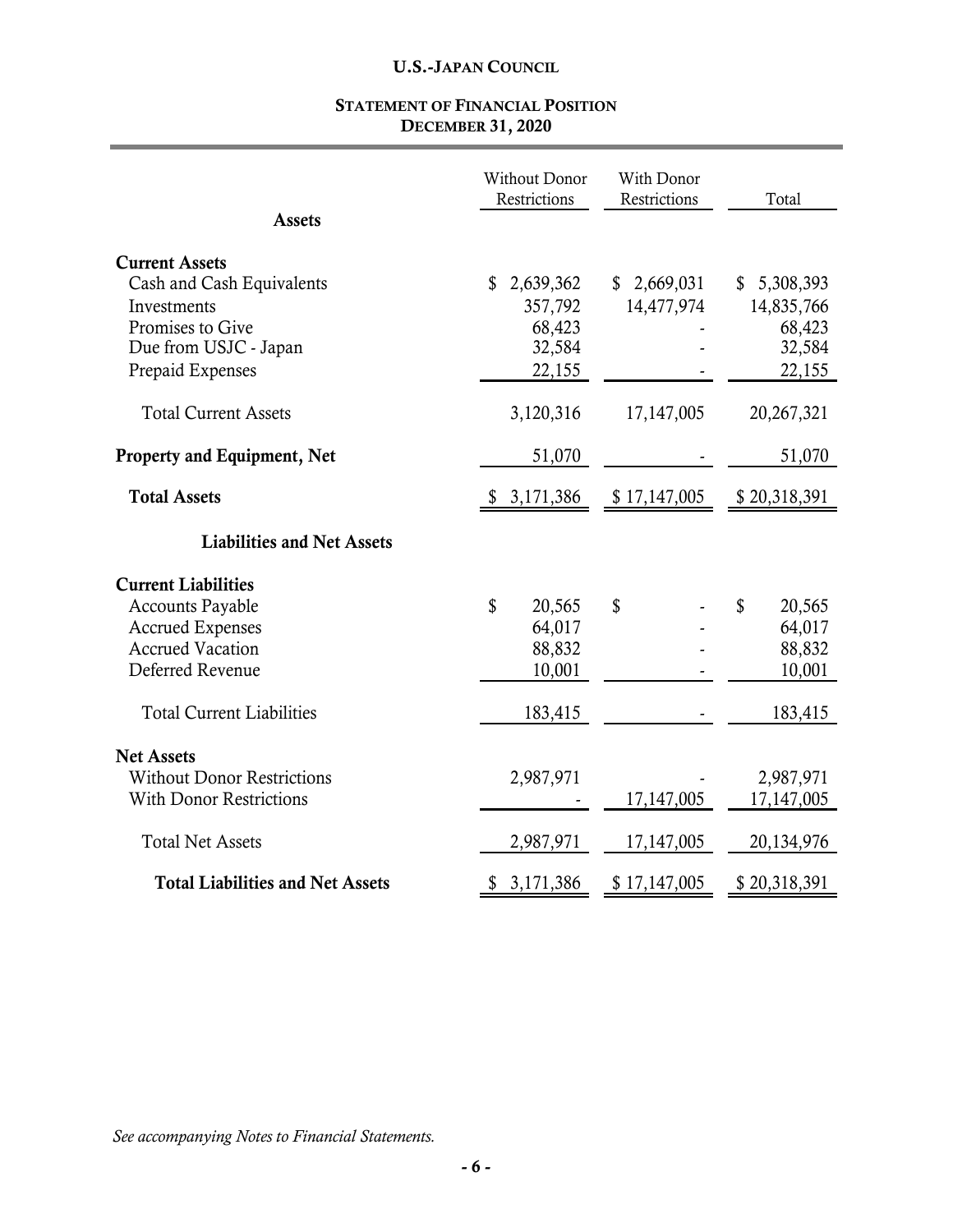# U.S.-JAPAN COUNCIL

## STATEMENT OF FINANCIAL POSITION
## DECEMBER 31, 2020

| | Without Donor Restrictions | With Donor Restrictions | Total |
|---|---|---|---|
| **Assets** | | | |
| **Current Assets** | | | |
| Cash and Cash Equivalents | $ 2,639,362 | $ 2,669,031 | $ 5,308,393 |
| Investments | 357,792 | 14,477,974 | 14,835,766 |
| Promises to Give | 68,423 | - | 68,423 |
| Due from USJC - Japan | 32,584 | - | 32,584 |
| Prepaid Expenses | 22,155 | - | 22,155 |
| Total Current Assets | 3,120,316 | 17,147,005 | 20,267,321 |
| **Property and Equipment, Net** | 51,070 | - | 51,070 |
| **Total Assets** | $ 3,171,386 | $ 17,147,005 | $ 20,318,391 |
| **Liabilities and Net Assets** | | | |
| **Current Liabilities** | | | |
| Accounts Payable | $ 20,565 | $ - | $ 20,565 |
| Accrued Expenses | 64,017 | - | 64,017 |
| Accrued Vacation | 88,832 | - | 88,832 |
| Deferred Revenue | 10,001 | - | 10,001 |
| Total Current Liabilities | 183,415 | - | 183,415 |
| **Net Assets** | | | |
| Without Donor Restrictions | 2,987,971 | - | 2,987,971 |
| With Donor Restrictions | - | 17,147,005 | 17,147,005 |
| Total Net Assets | 2,987,971 | 17,147,005 | 20,134,976 |
| **Total Liabilities and Net Assets** | $ 3,171,386 | $ 17,147,005 | $ 20,318,391 |

*See accompanying Notes to Financial Statements.*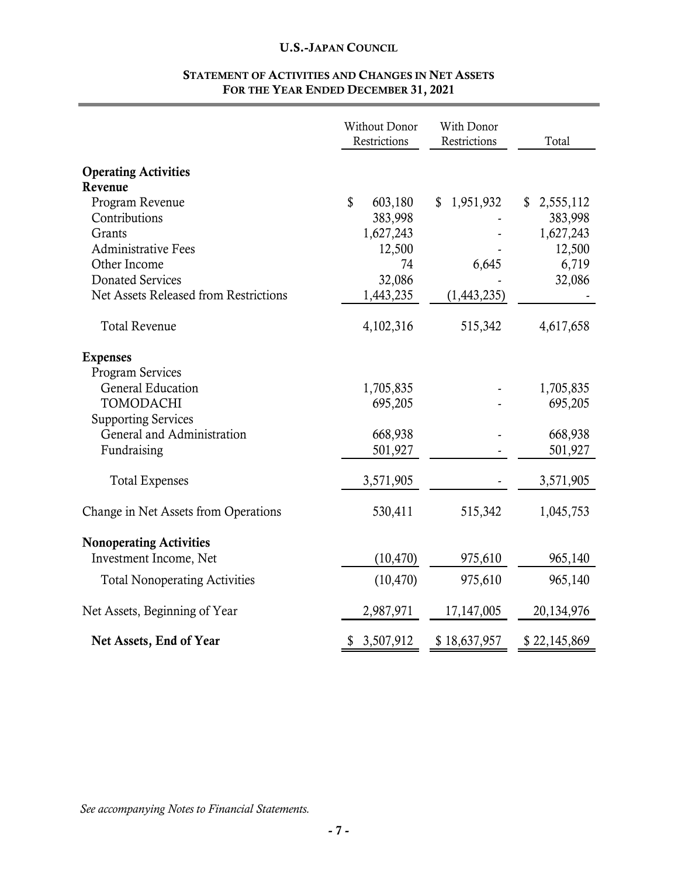**U.S.-JAPAN COUNCIL**

## STATEMENT OF ACTIVITIES AND CHANGES IN NET ASSETS
### FOR THE YEAR ENDED DECEMBER 31, 2021

| | Without Donor Restrictions | With Donor Restrictions | Total |
|---|---|---|---|
| **Operating Activities** | | | |
| **Revenue** | | | |
| Program Revenue | $ 603,180 | $ 1,951,932 | $ 2,555,112 |
| Contributions | 383,998 | - | 383,998 |
| Grants | 1,627,243 | - | 1,627,243 |
| Administrative Fees | 12,500 | - | 12,500 |
| Other Income | 74 | 6,645 | 6,719 |
| Donated Services | 32,086 | - | 32,086 |
| Net Assets Released from Restrictions | 1,443,235 | (1,443,235) | - |
| Total Revenue | 4,102,316 | 515,342 | 4,617,658 |
| **Expenses** | | | |
| Program Services | | | |
| General Education | 1,705,835 | - | 1,705,835 |
| TOMODACHI | 695,205 | - | 695,205 |
| Supporting Services | | | |
| General and Administration | 668,938 | - | 668,938 |
| Fundraising | 501,927 | - | 501,927 |
| Total Expenses | 3,571,905 | - | 3,571,905 |
| Change in Net Assets from Operations | 530,411 | 515,342 | 1,045,753 |
| **Nonoperating Activities** | | | |
| Investment Income, Net | (10,470) | 975,610 | 965,140 |
| Total Nonoperating Activities | (10,470) | 975,610 | 965,140 |
| Net Assets, Beginning of Year | 2,987,971 | 17,147,005 | 20,134,976 |
| **Net Assets, End of Year** | $ 3,507,912 | $ 18,637,957 | $ 22,145,869 |

*See accompanying Notes to Financial Statements.*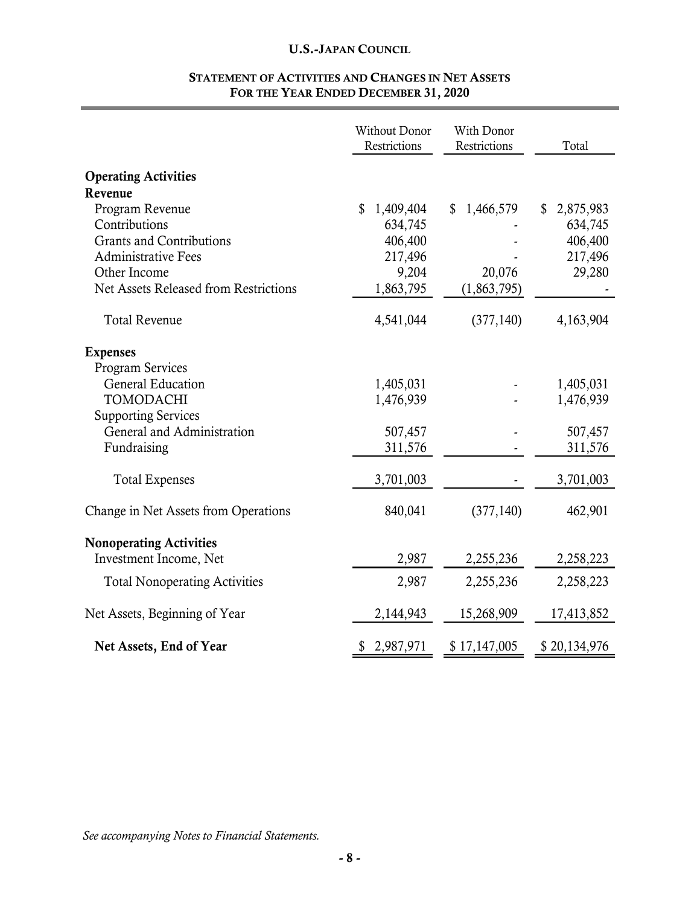# U.S.-JAPAN COUNCIL

## STATEMENT OF ACTIVITIES AND CHANGES IN NET ASSETS
## FOR THE YEAR ENDED DECEMBER 31, 2020

| | Without Donor Restrictions | With Donor Restrictions | Total |
|---|---|---|---|
| **Operating Activities** | | | |
| **Revenue** | | | |
| Program Revenue | $ 1,409,404 | $ 1,466,579 | $ 2,875,983 |
| Contributions | 634,745 | - | 634,745 |
| Grants and Contributions | 406,400 | - | 406,400 |
| Administrative Fees | 217,496 | - | 217,496 |
| Other Income | 9,204 | 20,076 | 29,280 |
| Net Assets Released from Restrictions | 1,863,795 | (1,863,795) | - |
| Total Revenue | 4,541,044 | (377,140) | 4,163,904 |
| **Expenses** | | | |
| Program Services | | | |
| General Education | 1,405,031 | - | 1,405,031 |
| TOMODACHI | 1,476,939 | - | 1,476,939 |
| Supporting Services | | | |
| General and Administration | 507,457 | - | 507,457 |
| Fundraising | 311,576 | - | 311,576 |
| Total Expenses | 3,701,003 | - | 3,701,003 |
| Change in Net Assets from Operations | 840,041 | (377,140) | 462,901 |
| **Nonoperating Activities** | | | |
| Investment Income, Net | 2,987 | 2,255,236 | 2,258,223 |
| Total Nonoperating Activities | 2,987 | 2,255,236 | 2,258,223 |
| Net Assets, Beginning of Year | 2,144,943 | 15,268,909 | 17,413,852 |
| **Net Assets, End of Year** | $ 2,987,971 | $ 17,147,005 | $ 20,134,976 |

*See accompanying Notes to Financial Statements.*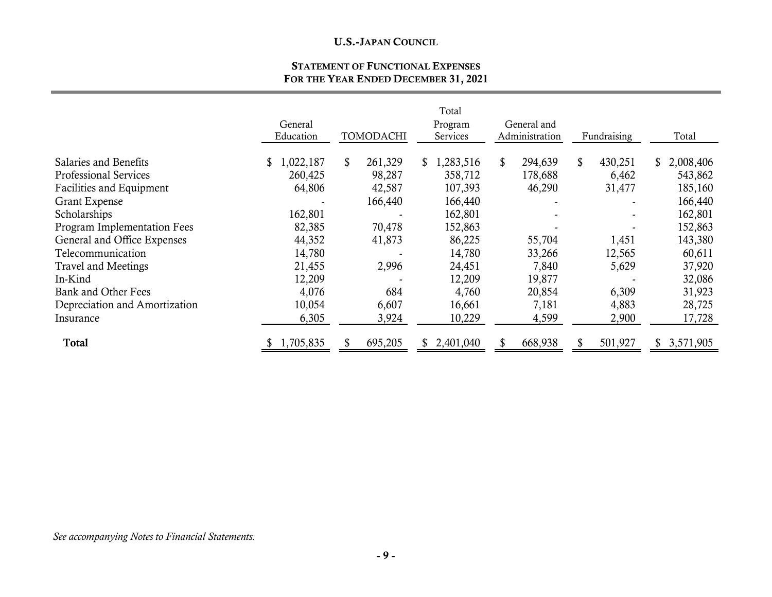**U.S.-JAPAN COUNCIL**

**STATEMENT OF FUNCTIONAL EXPENSES**
**FOR THE YEAR ENDED DECEMBER 31, 2021**

| | General Education | TOMODACHI | Total Program Services | General and Administration | Fundraising | Total |
|---|---|---|---|---|---|---|
| Salaries and Benefits | $ 1,022,187 | $ 261,329 | $ 1,283,516 | $ 294,639 | $ 430,251 | $ 2,008,406 |
| Professional Services | 260,425 | 98,287 | 358,712 | 178,688 | 6,462 | 543,862 |
| Facilities and Equipment | 64,806 | 42,587 | 107,393 | 46,290 | 31,477 | 185,160 |
| Grant Expense | - | 166,440 | 166,440 | - | - | 166,440 |
| Scholarships | 162,801 | - | 162,801 | - | - | 162,801 |
| Program Implementation Fees | 82,385 | 70,478 | 152,863 | - | - | 152,863 |
| General and Office Expenses | 44,352 | 41,873 | 86,225 | 55,704 | 1,451 | 143,380 |
| Telecommunication | 14,780 | - | 14,780 | 33,266 | 12,565 | 60,611 |
| Travel and Meetings | 21,455 | 2,996 | 24,451 | 7,840 | 5,629 | 37,920 |
| In-Kind | 12,209 | - | 12,209 | 19,877 | - | 32,086 |
| Bank and Other Fees | 4,076 | 684 | 4,760 | 20,854 | 6,309 | 31,923 |
| Depreciation and Amortization | 10,054 | 6,607 | 16,661 | 7,181 | 4,883 | 28,725 |
| Insurance | 6,305 | 3,924 | 10,229 | 4,599 | 2,900 | 17,728 |
| **Total** | $ 1,705,835 | $ 695,205 | $ 2,401,040 | $ 668,938 | $ 501,927 | $ 3,571,905 |

*See accompanying Notes to Financial Statements.*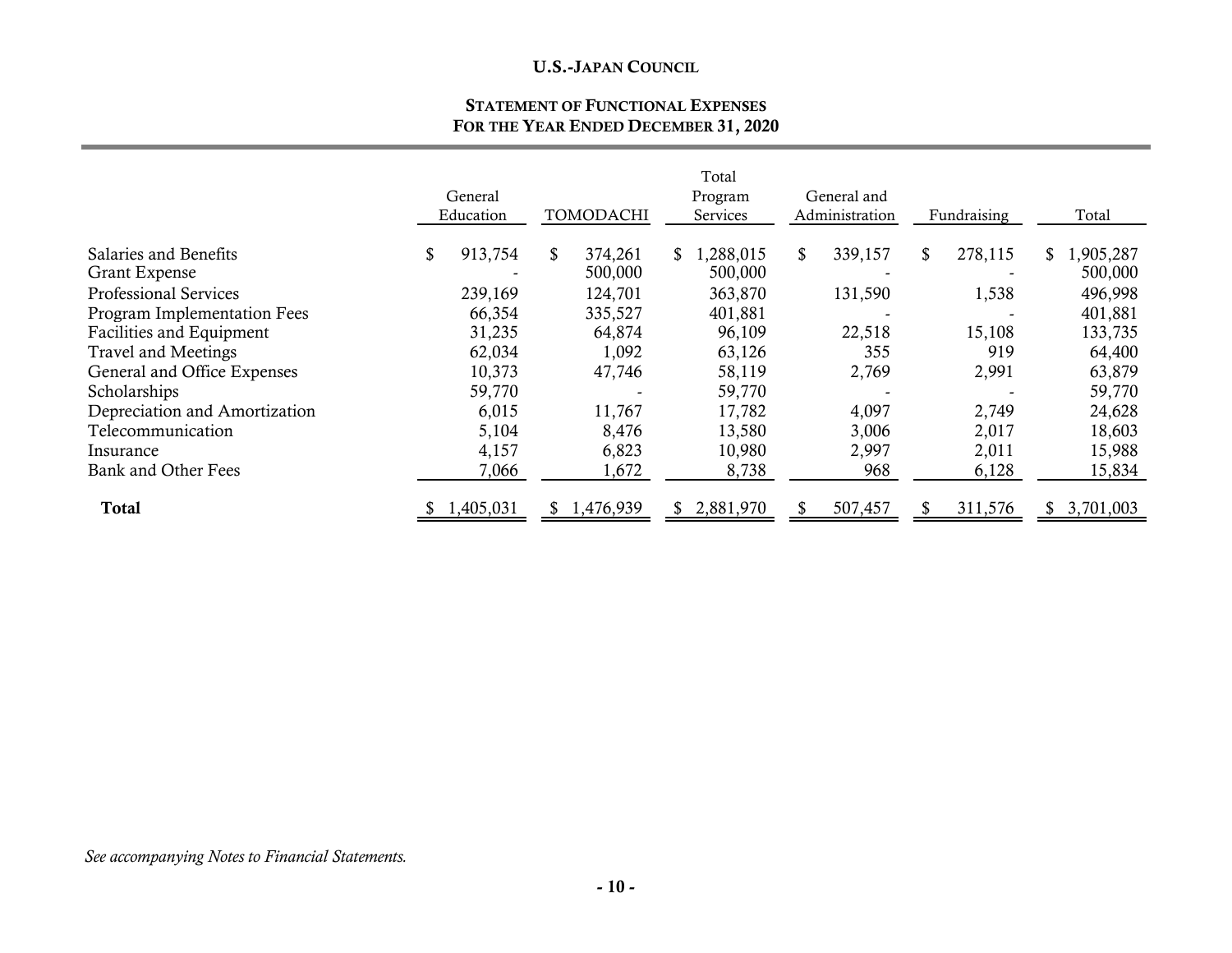**U.S.-JAPAN COUNCIL**

**STATEMENT OF FUNCTIONAL EXPENSES**
**FOR THE YEAR ENDED DECEMBER 31, 2020**

| | General Education | TOMODACHI | Total Program Services | General and Administration | Fundraising | Total |
|---|---|---|---|---|---|---|
| Salaries and Benefits | $ 913,754 | $ 374,261 | $ 1,288,015 | $ 339,157 | $ 278,115 | $ 1,905,287 |
| Grant Expense | - | 500,000 | 500,000 | - | - | 500,000 |
| Professional Services | 239,169 | 124,701 | 363,870 | 131,590 | 1,538 | 496,998 |
| Program Implementation Fees | 66,354 | 335,527 | 401,881 | - | - | 401,881 |
| Facilities and Equipment | 31,235 | 64,874 | 96,109 | 22,518 | 15,108 | 133,735 |
| Travel and Meetings | 62,034 | 1,092 | 63,126 | 355 | 919 | 64,400 |
| General and Office Expenses | 10,373 | 47,746 | 58,119 | 2,769 | 2,991 | 63,879 |
| Scholarships | 59,770 | - | 59,770 | - | - | 59,770 |
| Depreciation and Amortization | 6,015 | 11,767 | 17,782 | 4,097 | 2,749 | 24,628 |
| Telecommunication | 5,104 | 8,476 | 13,580 | 3,006 | 2,017 | 18,603 |
| Insurance | 4,157 | 6,823 | 10,980 | 2,997 | 2,011 | 15,988 |
| Bank and Other Fees | 7,066 | 1,672 | 8,738 | 968 | 6,128 | 15,834 |
| **Total** | $ 1,405,031 | $ 1,476,939 | $ 2,881,970 | $ 507,457 | $ 311,576 | $ 3,701,003 |

*See accompanying Notes to Financial Statements.*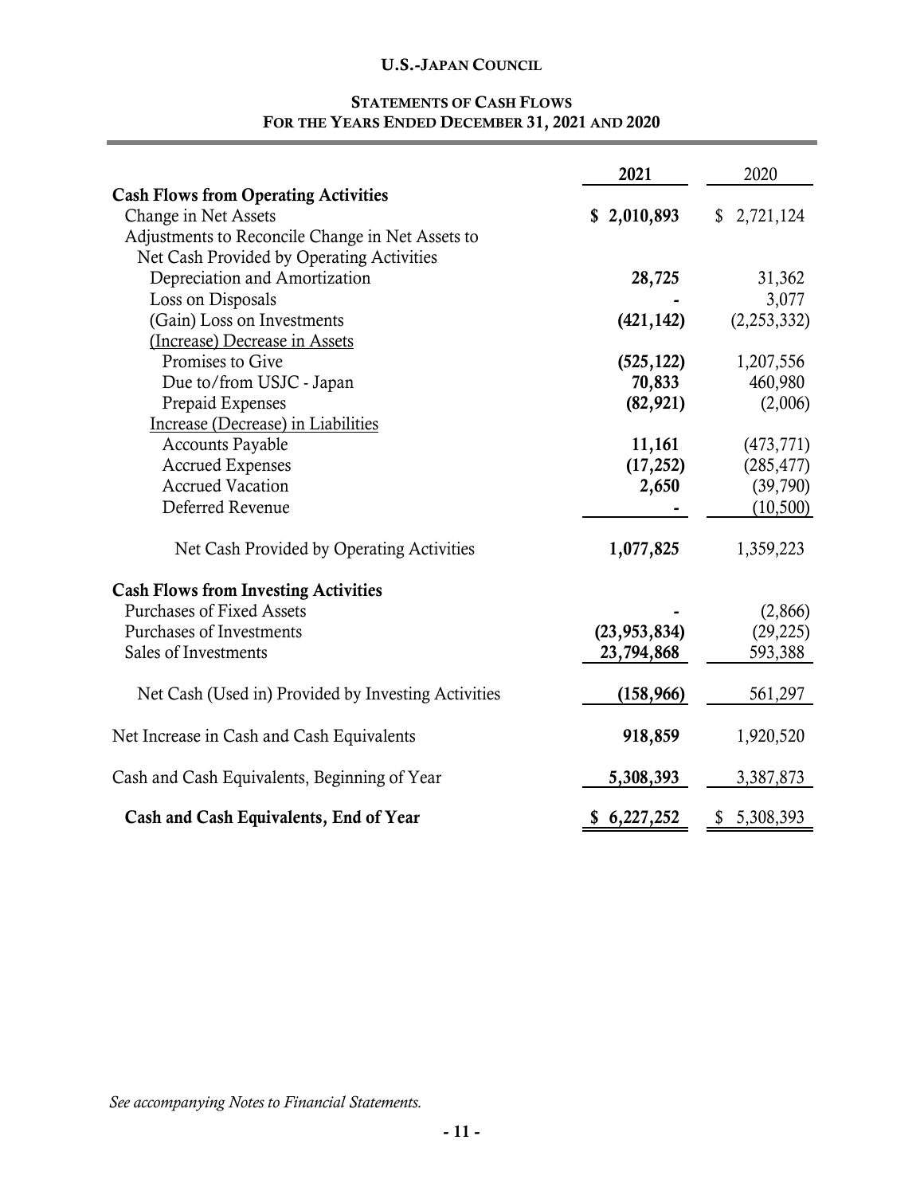# U.S.-JAPAN COUNCIL

## STATEMENTS OF CASH FLOWS
### FOR THE YEARS ENDED DECEMBER 31, 2021 AND 2020

| | 2021 | 2020 |
|---|---|---|
| **Cash Flows from Operating Activities** | | |
| Change in Net Assets | **$ 2,010,893** | $ 2,721,124 |
| Adjustments to Reconcile Change in Net Assets to Net Cash Provided by Operating Activities | | |
| Depreciation and Amortization | **28,725** | 31,362 |
| Loss on Disposals | **-** | 3,077 |
| (Gain) Loss on Investments | **(421,142)** | (2,253,332) |
| (Increase) Decrease in Assets | | |
| Promises to Give | **(525,122)** | 1,207,556 |
| Due to/from USJC - Japan | **70,833** | 460,980 |
| Prepaid Expenses | **(82,921)** | (2,006) |
| Increase (Decrease) in Liabilities | | |
| Accounts Payable | **11,161** | (473,771) |
| Accrued Expenses | **(17,252)** | (285,477) |
| Accrued Vacation | **2,650** | (39,790) |
| Deferred Revenue | **-** | (10,500) |
| Net Cash Provided by Operating Activities | **1,077,825** | 1,359,223 |
| **Cash Flows from Investing Activities** | | |
| Purchases of Fixed Assets | **-** | (2,866) |
| Purchases of Investments | **(23,953,834)** | (29,225) |
| Sales of Investments | **23,794,868** | 593,388 |
| Net Cash (Used in) Provided by Investing Activities | **(158,966)** | 561,297 |
| Net Increase in Cash and Cash Equivalents | **918,859** | 1,920,520 |
| Cash and Cash Equivalents, Beginning of Year | **5,308,393** | 3,387,873 |
| **Cash and Cash Equivalents, End of Year** | **$ 6,227,252** | $ 5,308,393 |

*See accompanying Notes to Financial Statements.*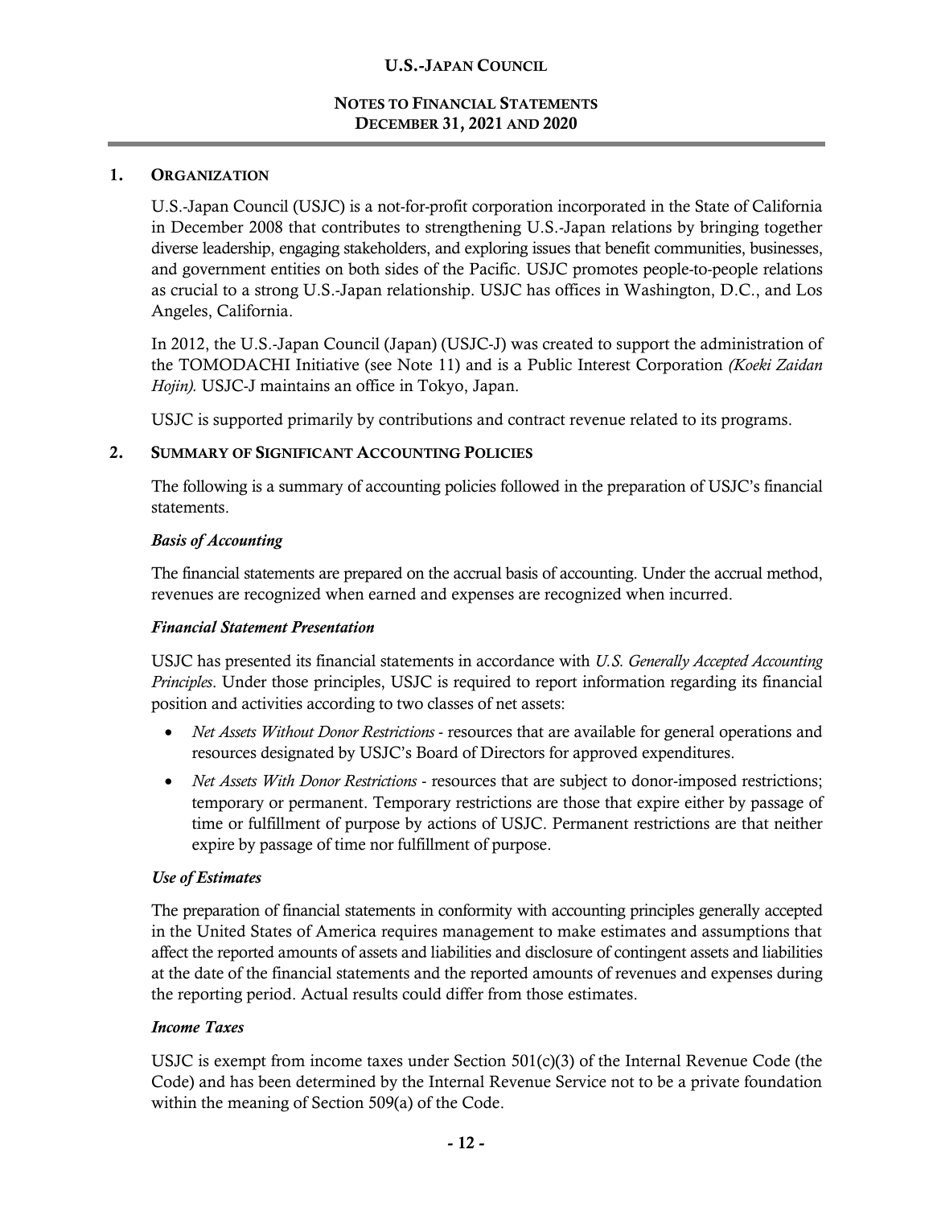# U.S.-JAPAN COUNCIL

## NOTES TO FINANCIAL STATEMENTS
## DECEMBER 31, 2021 AND 2020

### 1. ORGANIZATION

U.S.-Japan Council (USJC) is a not-for-profit corporation incorporated in the State of California in December 2008 that contributes to strengthening U.S.-Japan relations by bringing together diverse leadership, engaging stakeholders, and exploring issues that benefit communities, businesses, and government entities on both sides of the Pacific. USJC promotes people-to-people relations as crucial to a strong U.S.-Japan relationship. USJC has offices in Washington, D.C., and Los Angeles, California.

In 2012, the U.S.-Japan Council (Japan) (USJC-J) was created to support the administration of the TOMODACHI Initiative (see Note 11) and is a Public Interest Corporation *(Koeki Zaidan Hojin).* USJC-J maintains an office in Tokyo, Japan.

USJC is supported primarily by contributions and contract revenue related to its programs.

### 2. SUMMARY OF SIGNIFICANT ACCOUNTING POLICIES

The following is a summary of accounting policies followed in the preparation of USJC's financial statements.

#### *Basis of Accounting*

The financial statements are prepared on the accrual basis of accounting. Under the accrual method, revenues are recognized when earned and expenses are recognized when incurred.

#### *Financial Statement Presentation*

USJC has presented its financial statements in accordance with *U.S. Generally Accepted Accounting Principles*. Under those principles, USJC is required to report information regarding its financial position and activities according to two classes of net assets:

- *Net Assets Without Donor Restrictions* - resources that are available for general operations and resources designated by USJC's Board of Directors for approved expenditures.
- *Net Assets With Donor Restrictions* - resources that are subject to donor-imposed restrictions; temporary or permanent. Temporary restrictions are those that expire either by passage of time or fulfillment of purpose by actions of USJC. Permanent restrictions are that neither expire by passage of time nor fulfillment of purpose.

#### *Use of Estimates*

The preparation of financial statements in conformity with accounting principles generally accepted in the United States of America requires management to make estimates and assumptions that affect the reported amounts of assets and liabilities and disclosure of contingent assets and liabilities at the date of the financial statements and the reported amounts of revenues and expenses during the reporting period. Actual results could differ from those estimates.

#### *Income Taxes*

USJC is exempt from income taxes under Section 501(c)(3) of the Internal Revenue Code (the Code) and has been determined by the Internal Revenue Service not to be a private foundation within the meaning of Section 509(a) of the Code.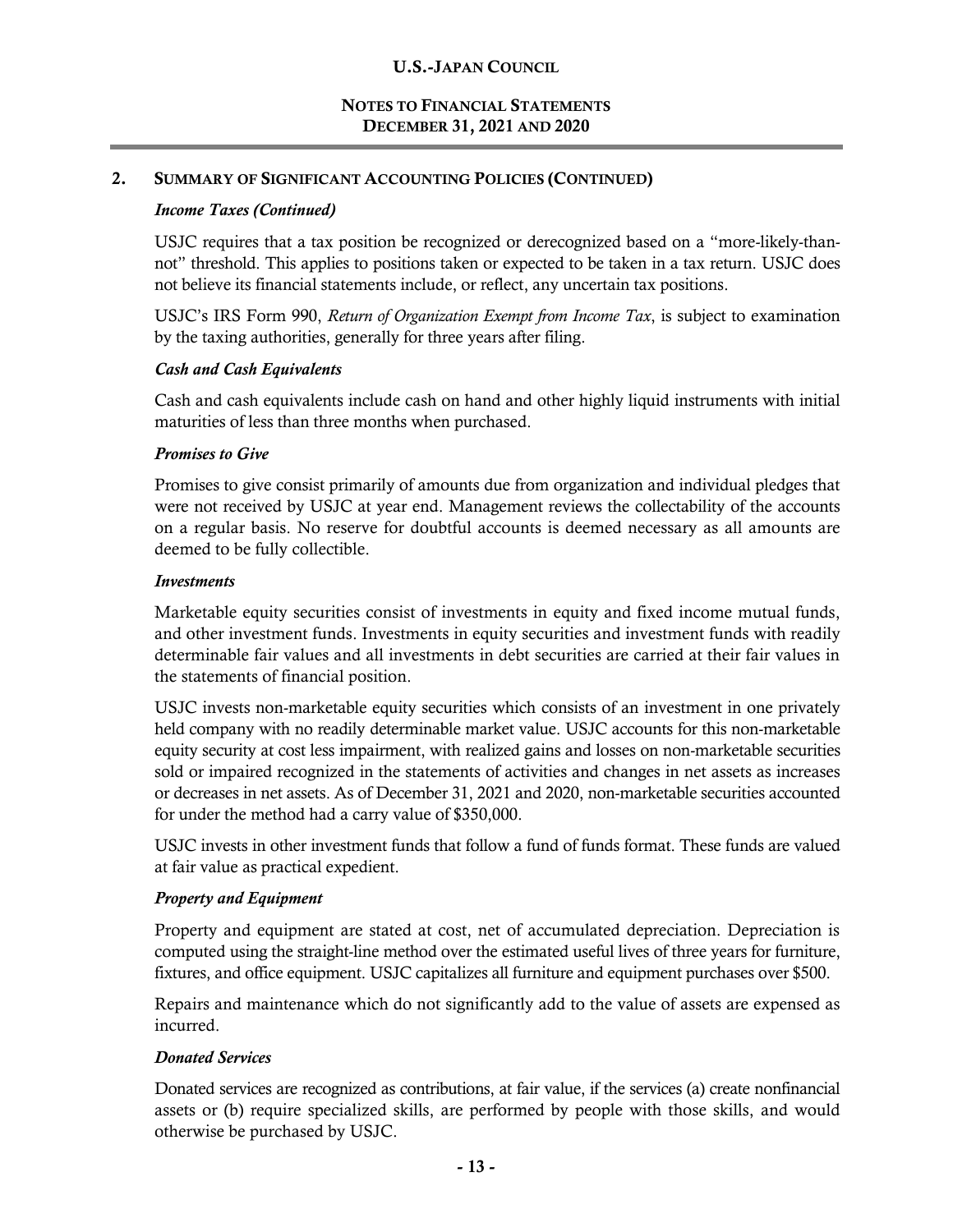## 2. Summary of Significant Accounting Policies (Continued)

***Income Taxes (Continued)***

USJC requires that a tax position be recognized or derecognized based on a "more-likely-than-not" threshold. This applies to positions taken or expected to be taken in a tax return. USJC does not believe its financial statements include, or reflect, any uncertain tax positions.

USJC's IRS Form 990, *Return of Organization Exempt from Income Tax*, is subject to examination by the taxing authorities, generally for three years after filing.

***Cash and Cash Equivalents***

Cash and cash equivalents include cash on hand and other highly liquid instruments with initial maturities of less than three months when purchased.

***Promises to Give***

Promises to give consist primarily of amounts due from organization and individual pledges that were not received by USJC at year end. Management reviews the collectability of the accounts on a regular basis. No reserve for doubtful accounts is deemed necessary as all amounts are deemed to be fully collectible.

***Investments***

Marketable equity securities consist of investments in equity and fixed income mutual funds, and other investment funds. Investments in equity securities and investment funds with readily determinable fair values and all investments in debt securities are carried at their fair values in the statements of financial position.

USJC invests non-marketable equity securities which consists of an investment in one privately held company with no readily determinable market value. USJC accounts for this non-marketable equity security at cost less impairment, with realized gains and losses on non-marketable securities sold or impaired recognized in the statements of activities and changes in net assets as increases or decreases in net assets. As of December 31, 2021 and 2020, non-marketable securities accounted for under the method had a carry value of $350,000.

USJC invests in other investment funds that follow a fund of funds format. These funds are valued at fair value as practical expedient.

***Property and Equipment***

Property and equipment are stated at cost, net of accumulated depreciation. Depreciation is computed using the straight-line method over the estimated useful lives of three years for furniture, fixtures, and office equipment. USJC capitalizes all furniture and equipment purchases over $500.

Repairs and maintenance which do not significantly add to the value of assets are expensed as incurred.

***Donated Services***

Donated services are recognized as contributions, at fair value, if the services (a) create nonfinancial assets or (b) require specialized skills, are performed by people with those skills, and would otherwise be purchased by USJC.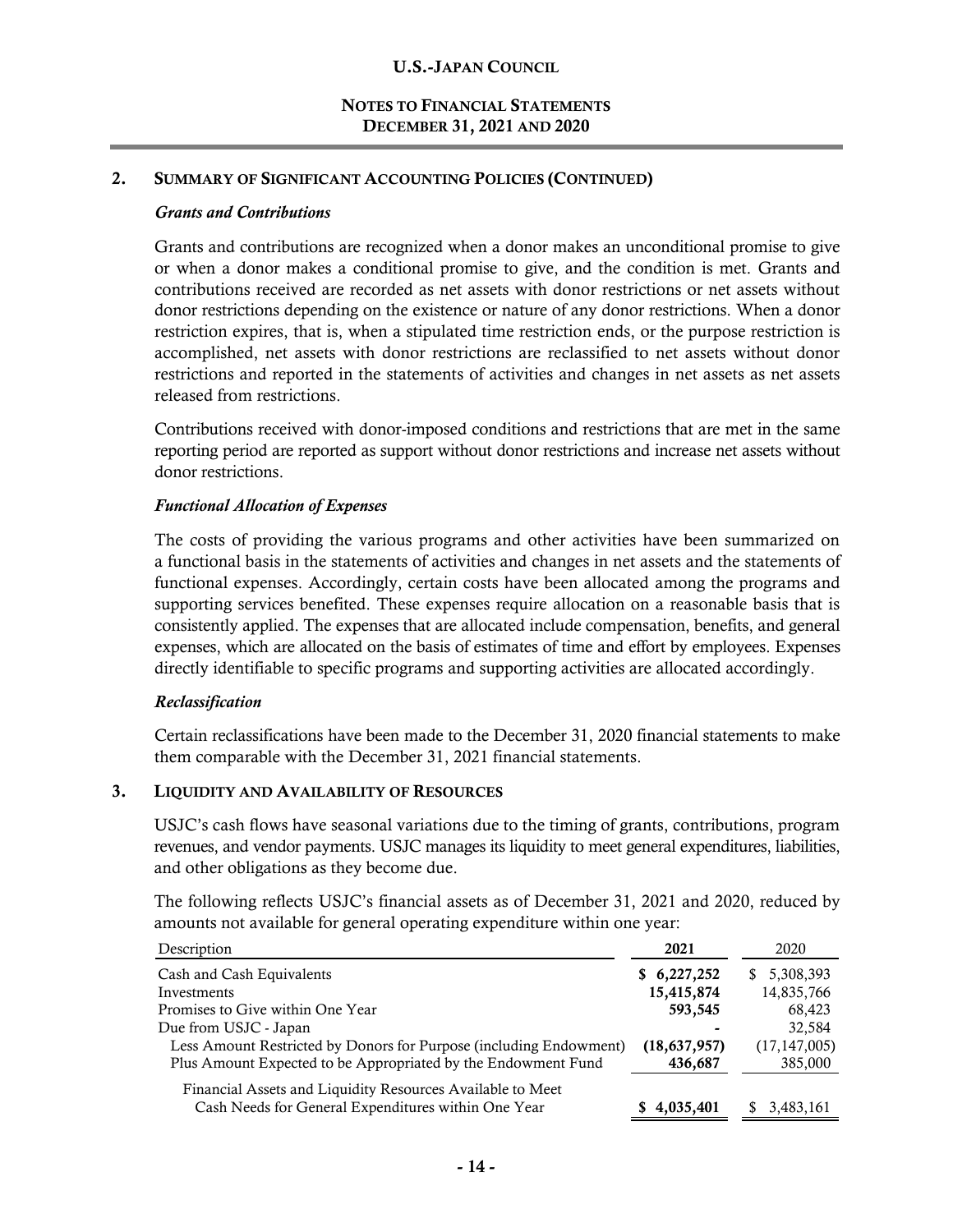## 2. SUMMARY OF SIGNIFICANT ACCOUNTING POLICIES (CONTINUED)

### *Grants and Contributions*

Grants and contributions are recognized when a donor makes an unconditional promise to give or when a donor makes a conditional promise to give, and the condition is met. Grants and contributions received are recorded as net assets with donor restrictions or net assets without donor restrictions depending on the existence or nature of any donor restrictions. When a donor restriction expires, that is, when a stipulated time restriction ends, or the purpose restriction is accomplished, net assets with donor restrictions are reclassified to net assets without donor restrictions and reported in the statements of activities and changes in net assets as net assets released from restrictions.

Contributions received with donor-imposed conditions and restrictions that are met in the same reporting period are reported as support without donor restrictions and increase net assets without donor restrictions.

### *Functional Allocation of Expenses*

The costs of providing the various programs and other activities have been summarized on a functional basis in the statements of activities and changes in net assets and the statements of functional expenses. Accordingly, certain costs have been allocated among the programs and supporting services benefited. These expenses require allocation on a reasonable basis that is consistently applied. The expenses that are allocated include compensation, benefits, and general expenses, which are allocated on the basis of estimates of time and effort by employees. Expenses directly identifiable to specific programs and supporting activities are allocated accordingly.

### *Reclassification*

Certain reclassifications have been made to the December 31, 2020 financial statements to make them comparable with the December 31, 2021 financial statements.

## 3. LIQUIDITY AND AVAILABILITY OF RESOURCES

USJC's cash flows have seasonal variations due to the timing of grants, contributions, program revenues, and vendor payments. USJC manages its liquidity to meet general expenditures, liabilities, and other obligations as they become due.

The following reflects USJC's financial assets as of December 31, 2021 and 2020, reduced by amounts not available for general operating expenditure within one year:

| Description | 2021 | 2020 |
|---|---|---|
| Cash and Cash Equivalents | **$ 6,227,252** | $ 5,308,393 |
| Investments | **15,415,874** | 14,835,766 |
| Promises to Give within One Year | **593,545** | 68,423 |
| Due from USJC - Japan | **-** | 32,584 |
| Less Amount Restricted by Donors for Purpose (including Endowment) | **(18,637,957)** | (17,147,005) |
| Plus Amount Expected to be Appropriated by the Endowment Fund | **436,687** | 385,000 |
| Financial Assets and Liquidity Resources Available to Meet Cash Needs for General Expenditures within One Year | **$ 4,035,401** | $ 3,483,161 |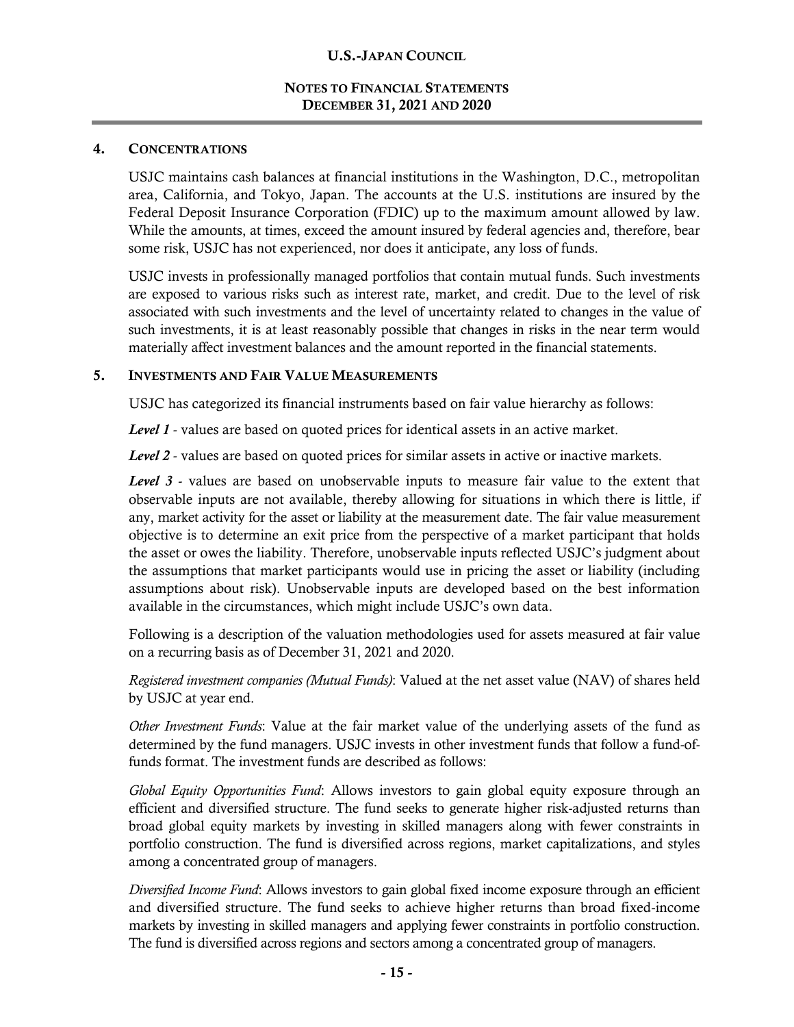## 4. CONCENTRATIONS

USJC maintains cash balances at financial institutions in the Washington, D.C., metropolitan area, California, and Tokyo, Japan. The accounts at the U.S. institutions are insured by the Federal Deposit Insurance Corporation (FDIC) up to the maximum amount allowed by law. While the amounts, at times, exceed the amount insured by federal agencies and, therefore, bear some risk, USJC has not experienced, nor does it anticipate, any loss of funds.

USJC invests in professionally managed portfolios that contain mutual funds. Such investments are exposed to various risks such as interest rate, market, and credit. Due to the level of risk associated with such investments and the level of uncertainty related to changes in the value of such investments, it is at least reasonably possible that changes in risks in the near term would materially affect investment balances and the amount reported in the financial statements.

## 5. INVESTMENTS AND FAIR VALUE MEASUREMENTS

USJC has categorized its financial instruments based on fair value hierarchy as follows:

***Level 1*** - values are based on quoted prices for identical assets in an active market.

***Level 2*** - values are based on quoted prices for similar assets in active or inactive markets.

***Level 3*** - values are based on unobservable inputs to measure fair value to the extent that observable inputs are not available, thereby allowing for situations in which there is little, if any, market activity for the asset or liability at the measurement date. The fair value measurement objective is to determine an exit price from the perspective of a market participant that holds the asset or owes the liability. Therefore, unobservable inputs reflected USJC's judgment about the assumptions that market participants would use in pricing the asset or liability (including assumptions about risk). Unobservable inputs are developed based on the best information available in the circumstances, which might include USJC's own data.

Following is a description of the valuation methodologies used for assets measured at fair value on a recurring basis as of December 31, 2021 and 2020.

*Registered investment companies (Mutual Funds)*: Valued at the net asset value (NAV) of shares held by USJC at year end.

*Other Investment Funds*: Value at the fair market value of the underlying assets of the fund as determined by the fund managers. USJC invests in other investment funds that follow a fund-of-funds format. The investment funds are described as follows:

*Global Equity Opportunities Fund*: Allows investors to gain global equity exposure through an efficient and diversified structure. The fund seeks to generate higher risk-adjusted returns than broad global equity markets by investing in skilled managers along with fewer constraints in portfolio construction. The fund is diversified across regions, market capitalizations, and styles among a concentrated group of managers.

*Diversified Income Fund*: Allows investors to gain global fixed income exposure through an efficient and diversified structure. The fund seeks to achieve higher returns than broad fixed-income markets by investing in skilled managers and applying fewer constraints in portfolio construction. The fund is diversified across regions and sectors among a concentrated group of managers.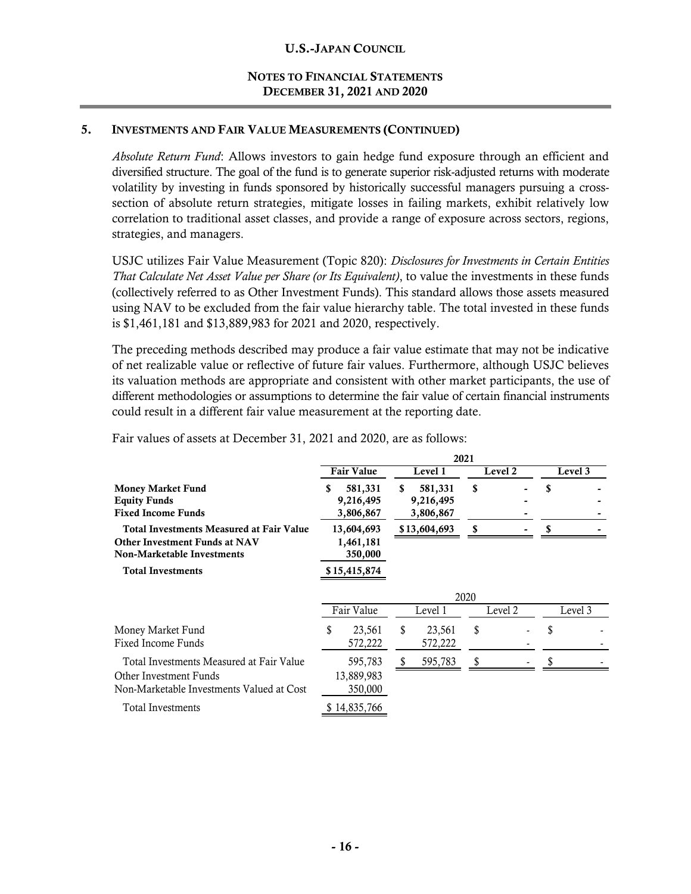## 5. Investments and Fair Value Measurements (Continued)

*Absolute Return Fund*: Allows investors to gain hedge fund exposure through an efficient and diversified structure. The goal of the fund is to generate superior risk-adjusted returns with moderate volatility by investing in funds sponsored by historically successful managers pursuing a cross-section of absolute return strategies, mitigate losses in failing markets, exhibit relatively low correlation to traditional asset classes, and provide a range of exposure across sectors, regions, strategies, and managers.

USJC utilizes Fair Value Measurement (Topic 820): *Disclosures for Investments in Certain Entities That Calculate Net Asset Value per Share (or Its Equivalent)*, to value the investments in these funds (collectively referred to as Other Investment Funds). This standard allows those assets measured using NAV to be excluded from the fair value hierarchy table. The total invested in these funds is $1,461,181 and $13,889,983 for 2021 and 2020, respectively.

The preceding methods described may produce a fair value estimate that may not be indicative of net realizable value or reflective of future fair values. Furthermore, although USJC believes its valuation methods are appropriate and consistent with other market participants, the use of different methodologies or assumptions to determine the fair value of certain financial instruments could result in a different fair value measurement at the reporting date.

Fair values of assets at December 31, 2021 and 2020, are as follows:

| | 2021 | | | |
|---|---|---|---|---|
| | **Fair Value** | **Level 1** | **Level 2** | **Level 3** |
| **Money Market Fund** | **$ 581,331** | **$ 581,331** | **$ -** | **$ -** |
| **Equity Funds** | **9,216,495** | **9,216,495** | **-** | **-** |
| **Fixed Income Funds** | **3,806,867** | **3,806,867** | **-** | **-** |
| **Total Investments Measured at Fair Value** | **13,604,693** | **$ 13,604,693** | **$ -** | **$ -** |
| **Other Investment Funds at NAV** | **1,461,181** | | | |
| **Non-Marketable Investments** | **350,000** | | | |
| **Total Investments** | **$ 15,415,874** | | | |

| | 2020 | | | |
|---|---|---|---|---|
| | Fair Value | Level 1 | Level 2 | Level 3 |
| Money Market Fund | $ 23,561 | $ 23,561 | $ - | $ - |
| Fixed Income Funds | 572,222 | 572,222 | - | - |
| Total Investments Measured at Fair Value | 595,783 | $ 595,783 | $ - | $ - |
| Other Investment Funds | 13,889,983 | | | |
| Non-Marketable Investments Valued at Cost | 350,000 | | | |
| Total Investments | $ 14,835,766 | | | |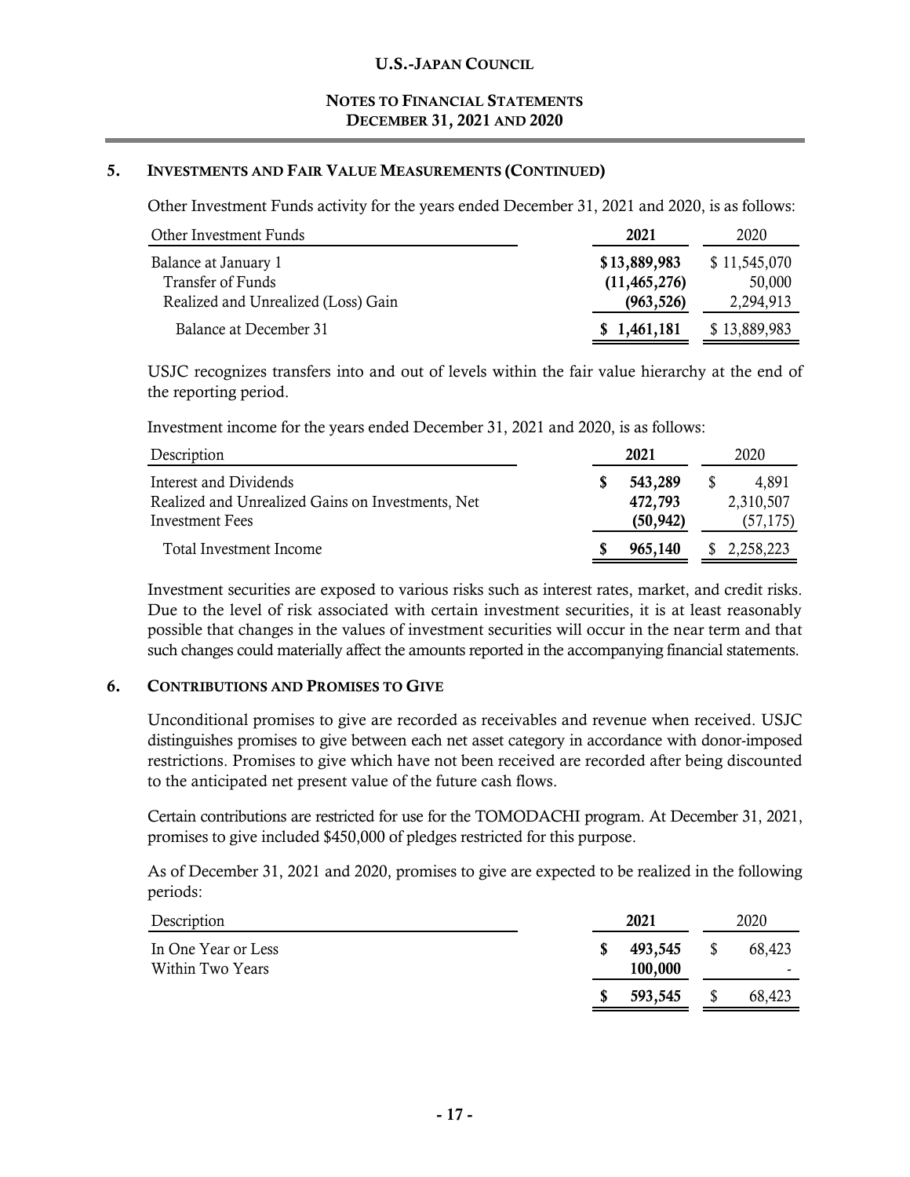## 5. Investments and Fair Value Measurements (Continued)

Other Investment Funds activity for the years ended December 31, 2021 and 2020, is as follows:

| Other Investment Funds | 2021 | 2020 |
|---|---|---|
| Balance at January 1 | **$13,889,983** | $ 11,545,070 |
| Transfer of Funds | **(11,465,276)** | 50,000 |
| Realized and Unrealized (Loss) Gain | **(963,526)** | 2,294,913 |
| Balance at December 31 | **$ 1,461,181** | $ 13,889,983 |

USJC recognizes transfers into and out of levels within the fair value hierarchy at the end of the reporting period.

Investment income for the years ended December 31, 2021 and 2020, is as follows:

| Description | 2021 | 2020 |
|---|---|---|
| Interest and Dividends | **$ 543,289** | $ 4,891 |
| Realized and Unrealized Gains on Investments, Net | **472,793** | 2,310,507 |
| Investment Fees | **(50,942)** | (57,175) |
| Total Investment Income | **$ 965,140** | $ 2,258,223 |

Investment securities are exposed to various risks such as interest rates, market, and credit risks. Due to the level of risk associated with certain investment securities, it is at least reasonably possible that changes in the values of investment securities will occur in the near term and that such changes could materially affect the amounts reported in the accompanying financial statements.

## 6. Contributions and Promises to Give

Unconditional promises to give are recorded as receivables and revenue when received. USJC distinguishes promises to give between each net asset category in accordance with donor-imposed restrictions. Promises to give which have not been received are recorded after being discounted to the anticipated net present value of the future cash flows.

Certain contributions are restricted for use for the TOMODACHI program. At December 31, 2021, promises to give included $450,000 of pledges restricted for this purpose.

As of December 31, 2021 and 2020, promises to give are expected to be realized in the following periods:

| Description | 2021 | 2020 |
|---|---|---|
| In One Year or Less | **$ 493,545** | $ 68,423 |
| Within Two Years | **100,000** | - |
| | **$ 593,545** | $ 68,423 |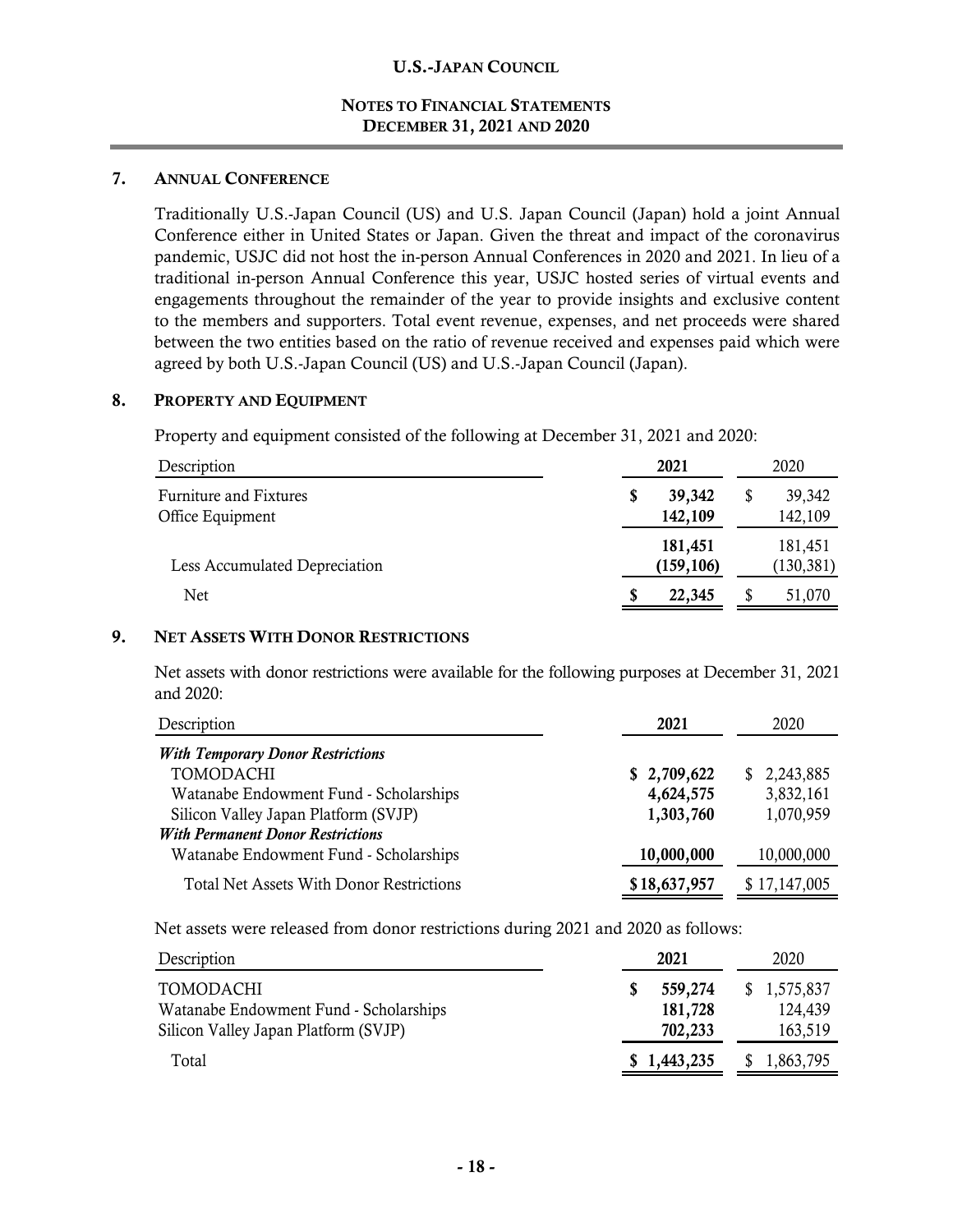## 7. Annual Conference

Traditionally U.S.-Japan Council (US) and U.S. Japan Council (Japan) hold a joint Annual Conference either in United States or Japan. Given the threat and impact of the coronavirus pandemic, USJC did not host the in-person Annual Conferences in 2020 and 2021. In lieu of a traditional in-person Annual Conference this year, USJC hosted series of virtual events and engagements throughout the remainder of the year to provide insights and exclusive content to the members and supporters. Total event revenue, expenses, and net proceeds were shared between the two entities based on the ratio of revenue received and expenses paid which were agreed by both U.S.-Japan Council (US) and U.S.-Japan Council (Japan).

## 8. Property and Equipment

Property and equipment consisted of the following at December 31, 2021 and 2020:

| Description | 2021 | 2020 |
|---|---|---|
| Furniture and Fixtures | **$ 39,342** | $ 39,342 |
| Office Equipment | **142,109** | 142,109 |
| | **181,451** | 181,451 |
| Less Accumulated Depreciation | **(159,106)** | (130,381) |
| Net | **$ 22,345** | $ 51,070 |

## 9. Net Assets With Donor Restrictions

Net assets with donor restrictions were available for the following purposes at December 31, 2021 and 2020:

| Description | 2021 | 2020 |
|---|---|---|
| ***With Temporary Donor Restrictions*** | | |
| TOMODACHI | **$ 2,709,622** | $ 2,243,885 |
| Watanabe Endowment Fund - Scholarships | **4,624,575** | 3,832,161 |
| Silicon Valley Japan Platform (SVJP) | **1,303,760** | 1,070,959 |
| ***With Permanent Donor Restrictions*** | | |
| Watanabe Endowment Fund - Scholarships | **10,000,000** | 10,000,000 |
| Total Net Assets With Donor Restrictions | **$ 18,637,957** | $ 17,147,005 |

Net assets were released from donor restrictions during 2021 and 2020 as follows:

| Description | 2021 | 2020 |
|---|---|---|
| TOMODACHI | **$ 559,274** | $ 1,575,837 |
| Watanabe Endowment Fund - Scholarships | **181,728** | 124,439 |
| Silicon Valley Japan Platform (SVJP) | **702,233** | 163,519 |
| Total | **$ 1,443,235** | $ 1,863,795 |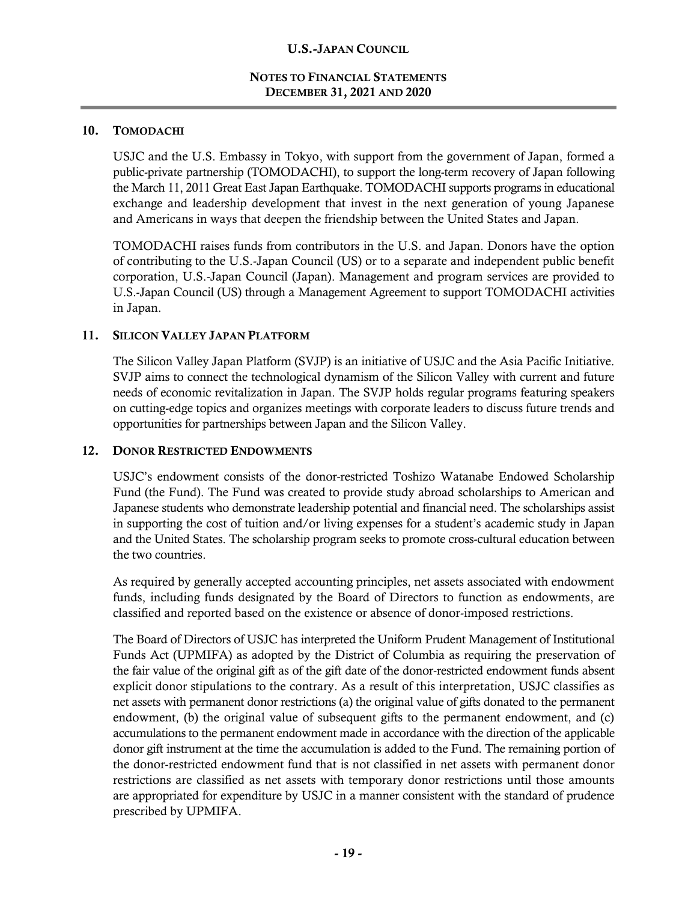## 10. TOMODACHI

USJC and the U.S. Embassy in Tokyo, with support from the government of Japan, formed a public-private partnership (TOMODACHI), to support the long-term recovery of Japan following the March 11, 2011 Great East Japan Earthquake. TOMODACHI supports programs in educational exchange and leadership development that invest in the next generation of young Japanese and Americans in ways that deepen the friendship between the United States and Japan.

TOMODACHI raises funds from contributors in the U.S. and Japan. Donors have the option of contributing to the U.S.-Japan Council (US) or to a separate and independent public benefit corporation, U.S.-Japan Council (Japan). Management and program services are provided to U.S.-Japan Council (US) through a Management Agreement to support TOMODACHI activities in Japan.

## 11. SILICON VALLEY JAPAN PLATFORM

The Silicon Valley Japan Platform (SVJP) is an initiative of USJC and the Asia Pacific Initiative. SVJP aims to connect the technological dynamism of the Silicon Valley with current and future needs of economic revitalization in Japan. The SVJP holds regular programs featuring speakers on cutting-edge topics and organizes meetings with corporate leaders to discuss future trends and opportunities for partnerships between Japan and the Silicon Valley.

## 12. DONOR RESTRICTED ENDOWMENTS

USJC's endowment consists of the donor-restricted Toshizo Watanabe Endowed Scholarship Fund (the Fund). The Fund was created to provide study abroad scholarships to American and Japanese students who demonstrate leadership potential and financial need. The scholarships assist in supporting the cost of tuition and/or living expenses for a student's academic study in Japan and the United States. The scholarship program seeks to promote cross-cultural education between the two countries.

As required by generally accepted accounting principles, net assets associated with endowment funds, including funds designated by the Board of Directors to function as endowments, are classified and reported based on the existence or absence of donor-imposed restrictions.

The Board of Directors of USJC has interpreted the Uniform Prudent Management of Institutional Funds Act (UPMIFA) as adopted by the District of Columbia as requiring the preservation of the fair value of the original gift as of the gift date of the donor-restricted endowment funds absent explicit donor stipulations to the contrary. As a result of this interpretation, USJC classifies as net assets with permanent donor restrictions (a) the original value of gifts donated to the permanent endowment, (b) the original value of subsequent gifts to the permanent endowment, and (c) accumulations to the permanent endowment made in accordance with the direction of the applicable donor gift instrument at the time the accumulation is added to the Fund. The remaining portion of the donor-restricted endowment fund that is not classified in net assets with permanent donor restrictions are classified as net assets with temporary donor restrictions until those amounts are appropriated for expenditure by USJC in a manner consistent with the standard of prudence prescribed by UPMIFA.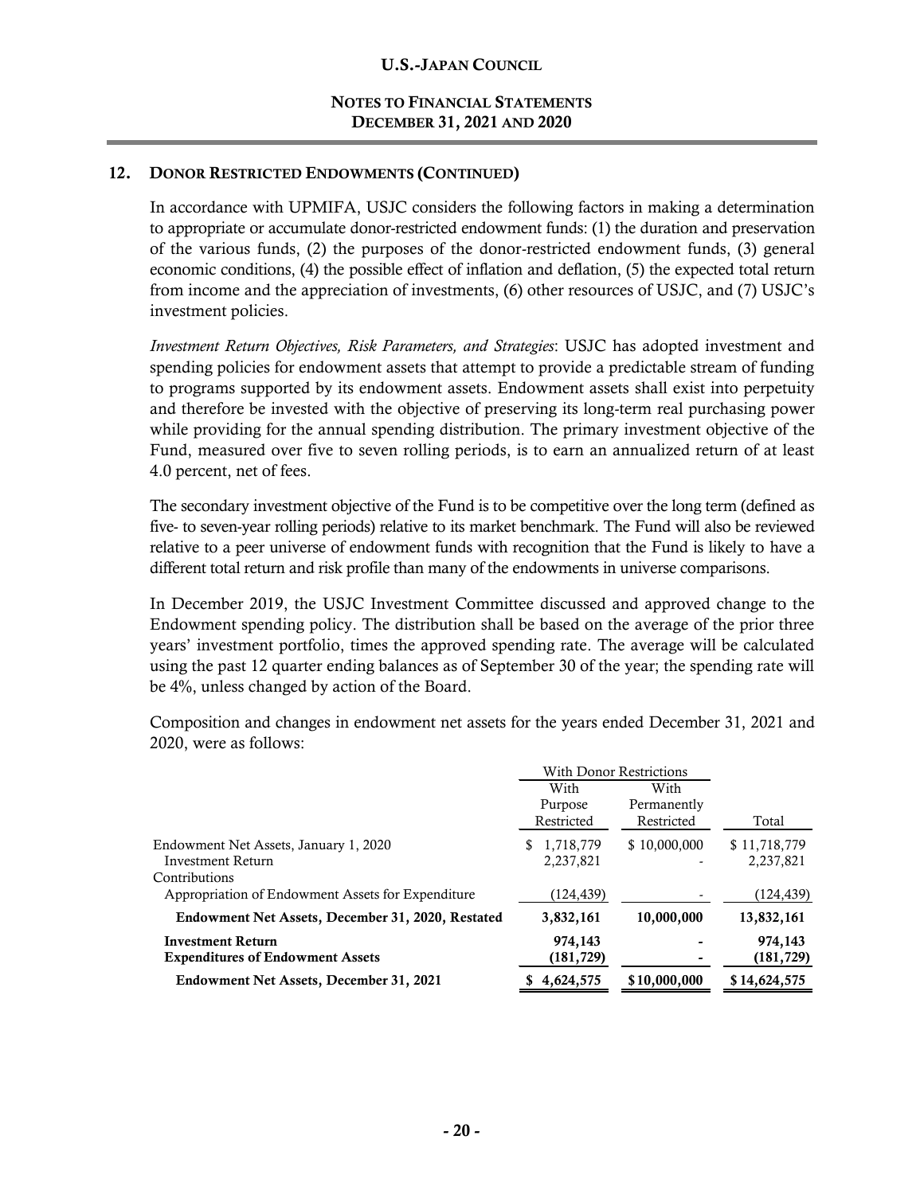## 12. DONOR RESTRICTED ENDOWMENTS (CONTINUED)

In accordance with UPMIFA, USJC considers the following factors in making a determination to appropriate or accumulate donor-restricted endowment funds: (1) the duration and preservation of the various funds, (2) the purposes of the donor-restricted endowment funds, (3) general economic conditions, (4) the possible effect of inflation and deflation, (5) the expected total return from income and the appreciation of investments, (6) other resources of USJC, and (7) USJC's investment policies.

*Investment Return Objectives, Risk Parameters, and Strategies*: USJC has adopted investment and spending policies for endowment assets that attempt to provide a predictable stream of funding to programs supported by its endowment assets. Endowment assets shall exist into perpetuity and therefore be invested with the objective of preserving its long-term real purchasing power while providing for the annual spending distribution. The primary investment objective of the Fund, measured over five to seven rolling periods, is to earn an annualized return of at least 4.0 percent, net of fees.

The secondary investment objective of the Fund is to be competitive over the long term (defined as five- to seven-year rolling periods) relative to its market benchmark. The Fund will also be reviewed relative to a peer universe of endowment funds with recognition that the Fund is likely to have a different total return and risk profile than many of the endowments in universe comparisons.

In December 2019, the USJC Investment Committee discussed and approved change to the Endowment spending policy. The distribution shall be based on the average of the prior three years' investment portfolio, times the approved spending rate. The average will be calculated using the past 12 quarter ending balances as of September 30 of the year; the spending rate will be 4%, unless changed by action of the Board.

Composition and changes in endowment net assets for the years ended December 31, 2021 and 2020, were as follows:

| | With Donor Restrictions | | |
|---|---|---|---|
| | With Purpose Restricted | With Permanently Restricted | Total |
| Endowment Net Assets, January 1, 2020 | $ 1,718,779 | $ 10,000,000 | $ 11,718,779 |
| Investment Return | 2,237,821 | - | 2,237,821 |
| Contributions | | | |
| Appropriation of Endowment Assets for Expenditure | (124,439) | - | (124,439) |
| **Endowment Net Assets, December 31, 2020, Restated** | **3,832,161** | **10,000,000** | **13,832,161** |
| **Investment Return** | **974,143** | **-** | **974,143** |
| **Expenditures of Endowment Assets** | **(181,729)** | **-** | **(181,729)** |
| **Endowment Net Assets, December 31, 2021** | **$ 4,624,575** | **$10,000,000** | **$14,624,575** |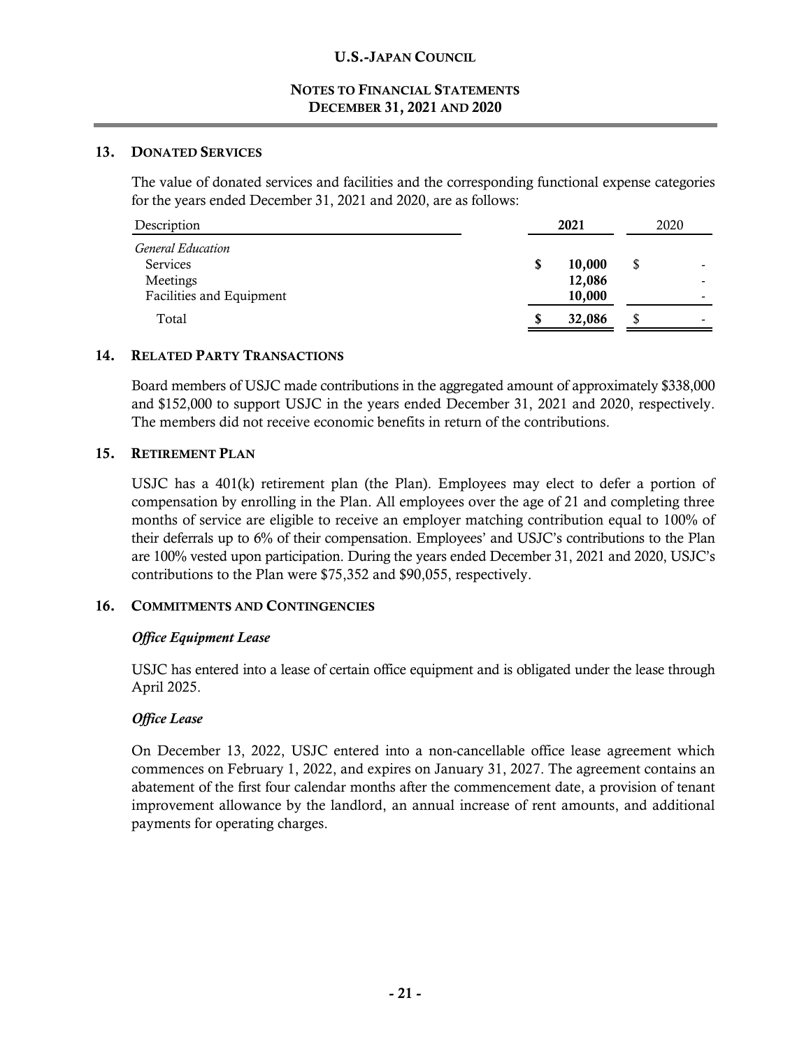## 13. Donated Services

The value of donated services and facilities and the corresponding functional expense categories for the years ended December 31, 2021 and 2020, are as follows:

| Description | 2021 | 2020 |
|---|---|---|
| *General Education* | | |
| Services | $ 10,000 | $ - |
| Meetings | 12,086 | - |
| Facilities and Equipment | 10,000 | - |
| Total | $ 32,086 | $ - |

## 14. Related Party Transactions

Board members of USJC made contributions in the aggregated amount of approximately $338,000 and $152,000 to support USJC in the years ended December 31, 2021 and 2020, respectively. The members did not receive economic benefits in return of the contributions.

## 15. Retirement Plan

USJC has a 401(k) retirement plan (the Plan). Employees may elect to defer a portion of compensation by enrolling in the Plan. All employees over the age of 21 and completing three months of service are eligible to receive an employer matching contribution equal to 100% of their deferrals up to 6% of their compensation. Employees' and USJC's contributions to the Plan are 100% vested upon participation. During the years ended December 31, 2021 and 2020, USJC's contributions to the Plan were $75,352 and $90,055, respectively.

## 16. Commitments and Contingencies

### *Office Equipment Lease*

USJC has entered into a lease of certain office equipment and is obligated under the lease through April 2025.

### *Office Lease*

On December 13, 2022, USJC entered into a non-cancellable office lease agreement which commences on February 1, 2022, and expires on January 31, 2027. The agreement contains an abatement of the first four calendar months after the commencement date, a provision of tenant improvement allowance by the landlord, an annual increase of rent amounts, and additional payments for operating charges.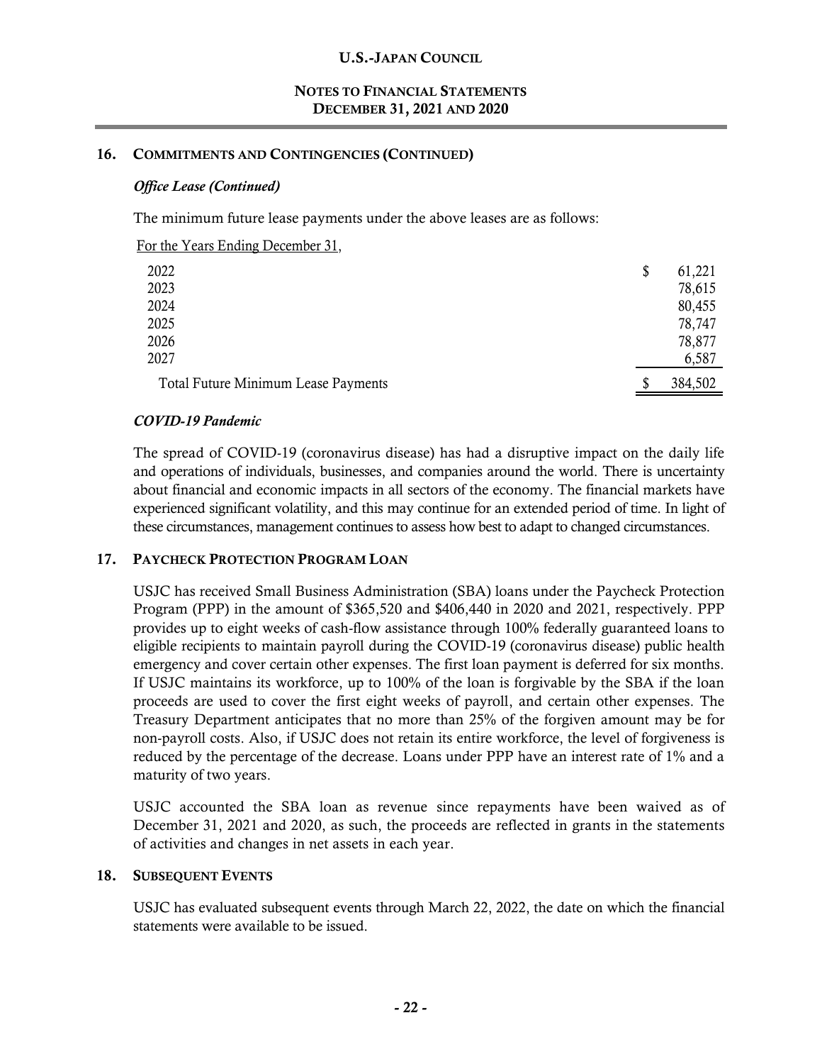## 16. Commitments and Contingencies (Continued)

### *Office Lease (Continued)*

The minimum future lease payments under the above leases are as follows:

| For the Years Ending December 31, | |
|---|---|
| 2022 | $ 61,221 |
| 2023 | 78,615 |
| 2024 | 80,455 |
| 2025 | 78,747 |
| 2026 | 78,877 |
| 2027 | 6,587 |
| Total Future Minimum Lease Payments | $ 384,502 |

### *COVID-19 Pandemic*

The spread of COVID-19 (coronavirus disease) has had a disruptive impact on the daily life and operations of individuals, businesses, and companies around the world. There is uncertainty about financial and economic impacts in all sectors of the economy. The financial markets have experienced significant volatility, and this may continue for an extended period of time. In light of these circumstances, management continues to assess how best to adapt to changed circumstances.

## 17. Paycheck Protection Program Loan

USJC has received Small Business Administration (SBA) loans under the Paycheck Protection Program (PPP) in the amount of $365,520 and $406,440 in 2020 and 2021, respectively. PPP provides up to eight weeks of cash-flow assistance through 100% federally guaranteed loans to eligible recipients to maintain payroll during the COVID-19 (coronavirus disease) public health emergency and cover certain other expenses. The first loan payment is deferred for six months. If USJC maintains its workforce, up to 100% of the loan is forgivable by the SBA if the loan proceeds are used to cover the first eight weeks of payroll, and certain other expenses. The Treasury Department anticipates that no more than 25% of the forgiven amount may be for non-payroll costs. Also, if USJC does not retain its entire workforce, the level of forgiveness is reduced by the percentage of the decrease. Loans under PPP have an interest rate of 1% and a maturity of two years.

USJC accounted the SBA loan as revenue since repayments have been waived as of December 31, 2021 and 2020, as such, the proceeds are reflected in grants in the statements of activities and changes in net assets in each year.

## 18. Subsequent Events

USJC has evaluated subsequent events through March 22, 2022, the date on which the financial statements were available to be issued.